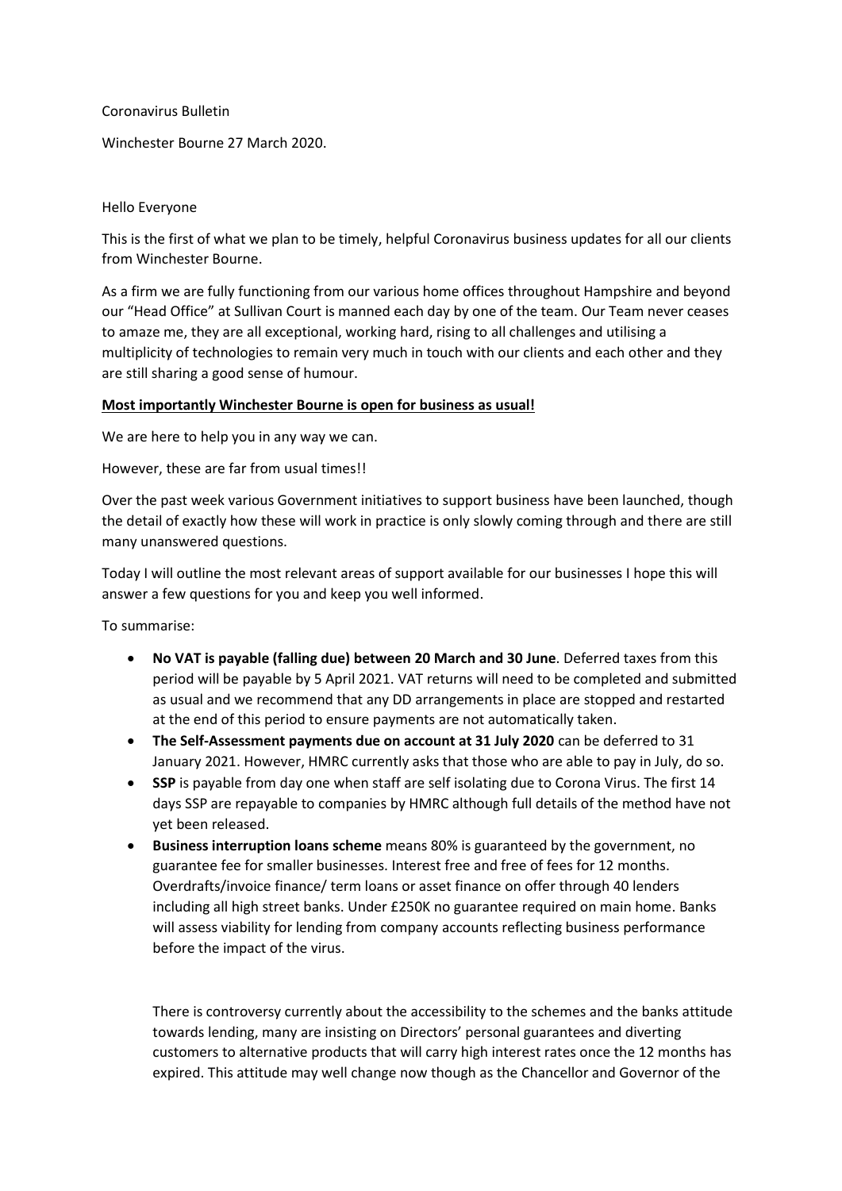Coronavirus Bulletin

Winchester Bourne 27 March 2020.

Hello Everyone

This is the first of what we plan to be timely, helpful Coronavirus business updates for all our clients from Winchester Bourne.

As a firm we are fully functioning from our various home offices throughout Hampshire and beyond our "Head Office" at Sullivan Court is manned each day by one of the team. Our Team never ceases to amaze me, they are all exceptional, working hard, rising to all challenges and utilising a multiplicity of technologies to remain very much in touch with our clients and each other and they are still sharing a good sense of humour.

**Most importantly Winchester Bourne is open for business as usual!**

We are here to help you in any way we can.

However, these are far from usual times!!

Over the past week various Government initiatives to support business have been launched, though the detail of exactly how these will work in practice is only slowly coming through and there are still many unanswered questions.

Today I will outline the most relevant areas of support available for our businesses I hope this will answer a few questions for you and keep you well informed.

To summarise:

- **No VAT is payable (falling due) between 20 March and 30 June**. Deferred taxes from this period will be payable by 5 April 2021. VAT returns will need to be completed and submitted as usual and we recommend that any DD arrangements in place are stopped and restarted at the end of this period to ensure payments are not automatically taken.
- **The Self-Assessment payments due on account at 31 July 2020** can be deferred to 31 January 2021. However, HMRC currently asks that those who are able to pay in July, do so.
- **SSP** is payable from day one when staff are self isolating due to Corona Virus. The first 14 days SSP are repayable to companies by HMRC although full details of the method have not yet been released.
- **Business interruption loans scheme** means 80% is guaranteed by the government, no guarantee fee for smaller businesses. Interest free and free of fees for 12 months. Overdrafts/invoice finance/ term loans or asset finance on offer through 40 lenders including all high street banks. Under £250K no guarantee required on main home. Banks will assess viability for lending from company accounts reflecting business performance before the impact of the virus.

  There is controversy currently about the accessibility to the schemes and the banks attitude towards lending, many are insisting on Directors' personal guarantees and diverting customers to alternative products that will carry high interest rates once the 12 months has expired. This attitude may well change now though as the Chancellor and Governor of the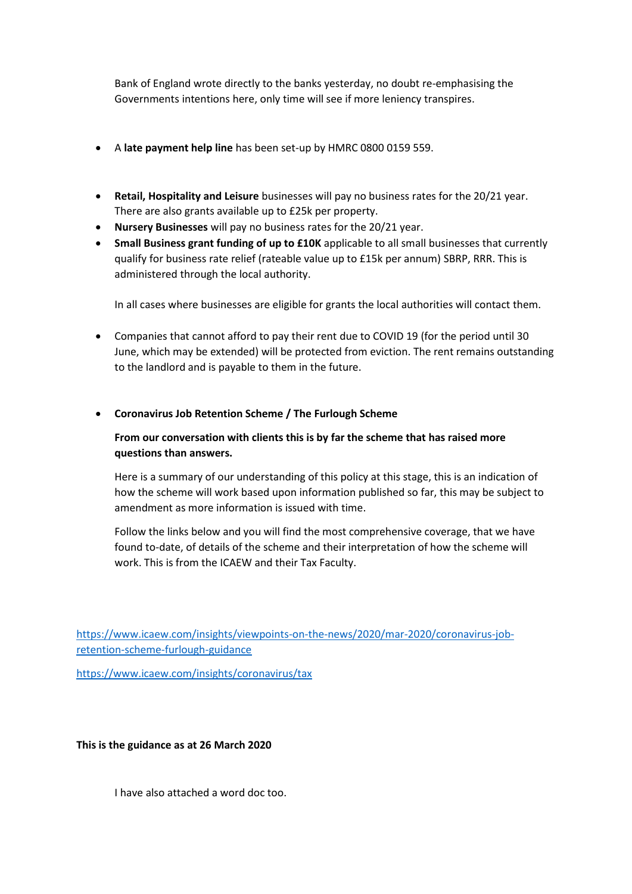Bank of England wrote directly to the banks yesterday, no doubt re-emphasising the Governments intentions here, only time will see if more leniency transpires.

- A **late payment help line** has been set-up by HMRC 0800 0159 559.

- **Retail, Hospitality and Leisure** businesses will pay no business rates for the 20/21 year. There are also grants available up to £25k per property.
- **Nursery Businesses** will pay no business rates for the 20/21 year.
- **Small Business grant funding of up to £10K** applicable to all small businesses that currently qualify for business rate relief (rateable value up to £15k per annum) SBRP, RRR. This is administered through the local authority.

  In all cases where businesses are eligible for grants the local authorities will contact them.

- Companies that cannot afford to pay their rent due to COVID 19 (for the period until 30 June, which may be extended) will be protected from eviction. The rent remains outstanding to the landlord and is payable to them in the future.

- **Coronavirus Job Retention Scheme / The Furlough Scheme**

  **From our conversation with clients this is by far the scheme that has raised more questions than answers.**

  Here is a summary of our understanding of this policy at this stage, this is an indication of how the scheme will work based upon information published so far, this may be subject to amendment as more information is issued with time.

  Follow the links below and you will find the most comprehensive coverage, that we have found to-date, of details of the scheme and their interpretation of how the scheme will work. This is from the ICAEW and their Tax Faculty.

https://www.icaew.com/insights/viewpoints-on-the-news/2020/mar-2020/coronavirus-job-retention-scheme-furlough-guidance

https://www.icaew.com/insights/coronavirus/tax

**This is the guidance as at 26 March 2020**

I have also attached a word doc too.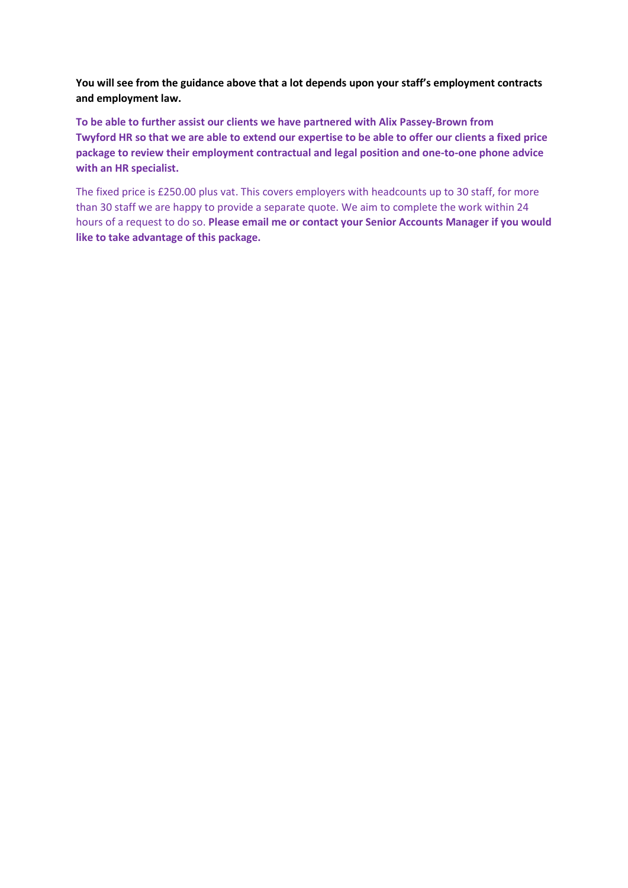**You will see from the guidance above that a lot depends upon your staff's employment contracts and employment law.**

**To be able to further assist our clients we have partnered with Alix Passey-Brown from Twyford HR so that we are able to extend our expertise to be able to offer our clients a fixed price package to review their employment contractual and legal position and one-to-one phone advice with an HR specialist.**

The fixed price is £250.00 plus vat. This covers employers with headcounts up to 30 staff, for more than 30 staff we are happy to provide a separate quote. We aim to complete the work within 24 hours of a request to do so. **Please email me or contact your Senior Accounts Manager if you would like to take advantage of this package.**